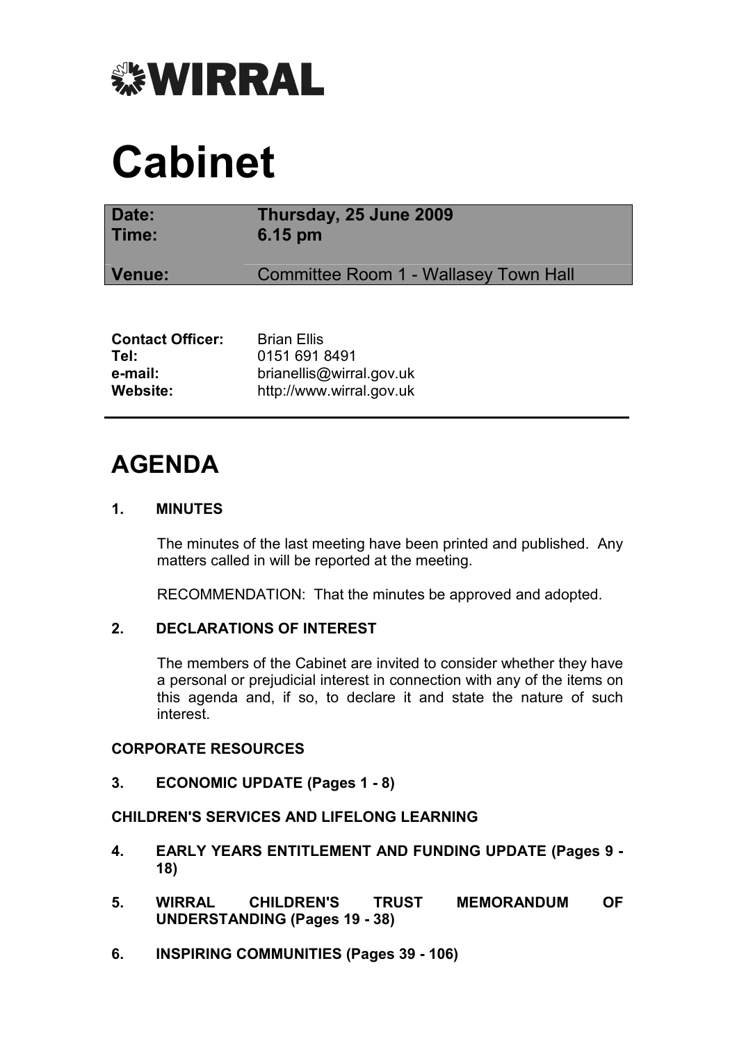WIRRAL

# Cabinet

| Date: | Thursday, 25 June 2009 |
| --- | --- |
| Time: | 6.15 pm |
| Venue: | Committee Room 1 - Wallasey Town Hall |

| | |
| --- | --- |
| **Contact Officer:** | Brian Ellis |
| **Tel:** | 0151 691 8491 |
| **e-mail:** | brianellis@wirral.gov.uk |
| **Website:** | http://www.wirral.gov.uk |

---

## AGENDA

**1. MINUTES**

The minutes of the last meeting have been printed and published. Any matters called in will be reported at the meeting.

RECOMMENDATION: That the minutes be approved and adopted.

**2. DECLARATIONS OF INTEREST**

The members of the Cabinet are invited to consider whether they have a personal or prejudicial interest in connection with any of the items on this agenda and, if so, to declare it and state the nature of such interest.

**CORPORATE RESOURCES**

**3. ECONOMIC UPDATE (Pages 1 - 8)**

**CHILDREN'S SERVICES AND LIFELONG LEARNING**

**4. EARLY YEARS ENTITLEMENT AND FUNDING UPDATE (Pages 9 - 18)**

**5. WIRRAL CHILDREN'S TRUST MEMORANDUM OF UNDERSTANDING (Pages 19 - 38)**

**6. INSPIRING COMMUNITIES (Pages 39 - 106)**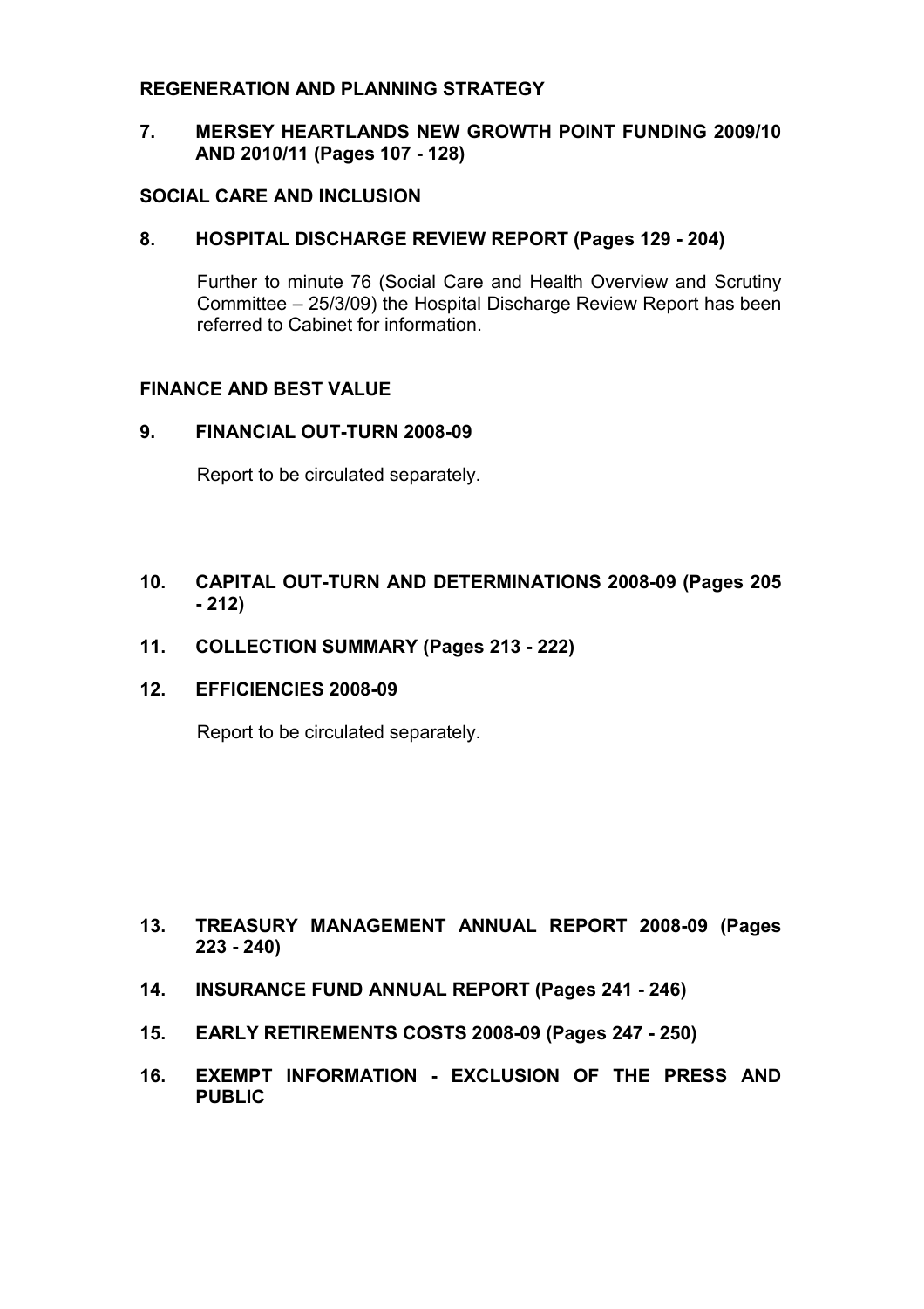**REGENERATION AND PLANNING STRATEGY**

**7. MERSEY HEARTLANDS NEW GROWTH POINT FUNDING 2009/10 AND 2010/11 (Pages 107 - 128)**

**SOCIAL CARE AND INCLUSION**

**8. HOSPITAL DISCHARGE REVIEW REPORT (Pages 129 - 204)**

Further to minute 76 (Social Care and Health Overview and Scrutiny Committee – 25/3/09) the Hospital Discharge Review Report has been referred to Cabinet for information.

**FINANCE AND BEST VALUE**

**9. FINANCIAL OUT-TURN 2008-09**

Report to be circulated separately.

**10. CAPITAL OUT-TURN AND DETERMINATIONS 2008-09 (Pages 205 - 212)**

**11. COLLECTION SUMMARY (Pages 213 - 222)**

**12. EFFICIENCIES 2008-09**

Report to be circulated separately.

**13. TREASURY MANAGEMENT ANNUAL REPORT 2008-09 (Pages 223 - 240)**

**14. INSURANCE FUND ANNUAL REPORT (Pages 241 - 246)**

**15. EARLY RETIREMENTS COSTS 2008-09 (Pages 247 - 250)**

**16. EXEMPT INFORMATION - EXCLUSION OF THE PRESS AND PUBLIC**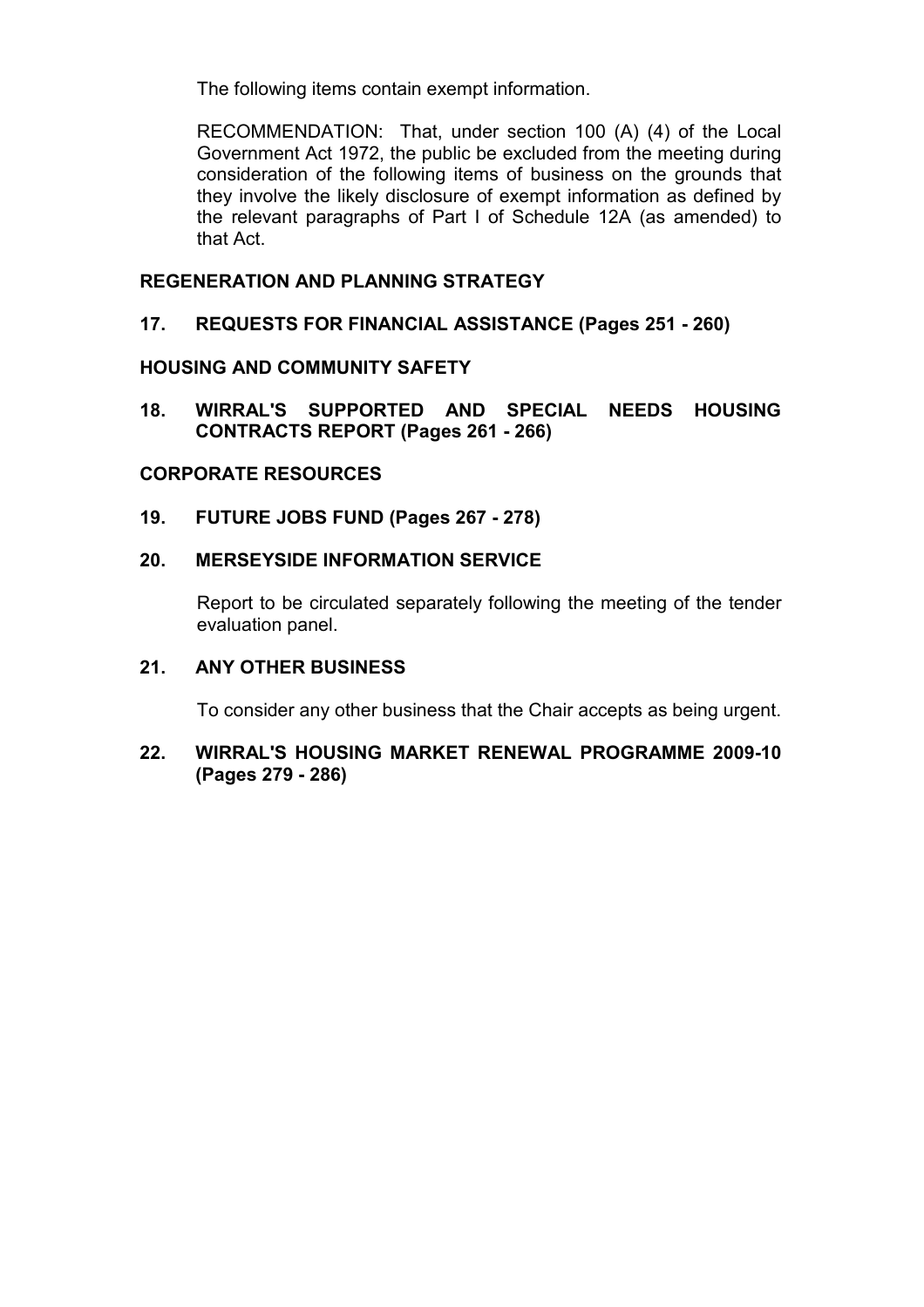The following items contain exempt information.

RECOMMENDATION: That, under section 100 (A) (4) of the Local Government Act 1972, the public be excluded from the meeting during consideration of the following items of business on the grounds that they involve the likely disclosure of exempt information as defined by the relevant paragraphs of Part I of Schedule 12A (as amended) to that Act.

**REGENERATION AND PLANNING STRATEGY**

**17. REQUESTS FOR FINANCIAL ASSISTANCE (Pages 251 - 260)**

**HOUSING AND COMMUNITY SAFETY**

**18. WIRRAL'S SUPPORTED AND SPECIAL NEEDS HOUSING CONTRACTS REPORT (Pages 261 - 266)**

**CORPORATE RESOURCES**

**19. FUTURE JOBS FUND (Pages 267 - 278)**

**20. MERSEYSIDE INFORMATION SERVICE**

Report to be circulated separately following the meeting of the tender evaluation panel.

**21. ANY OTHER BUSINESS**

To consider any other business that the Chair accepts as being urgent.

**22. WIRRAL'S HOUSING MARKET RENEWAL PROGRAMME 2009-10 (Pages 279 - 286)**